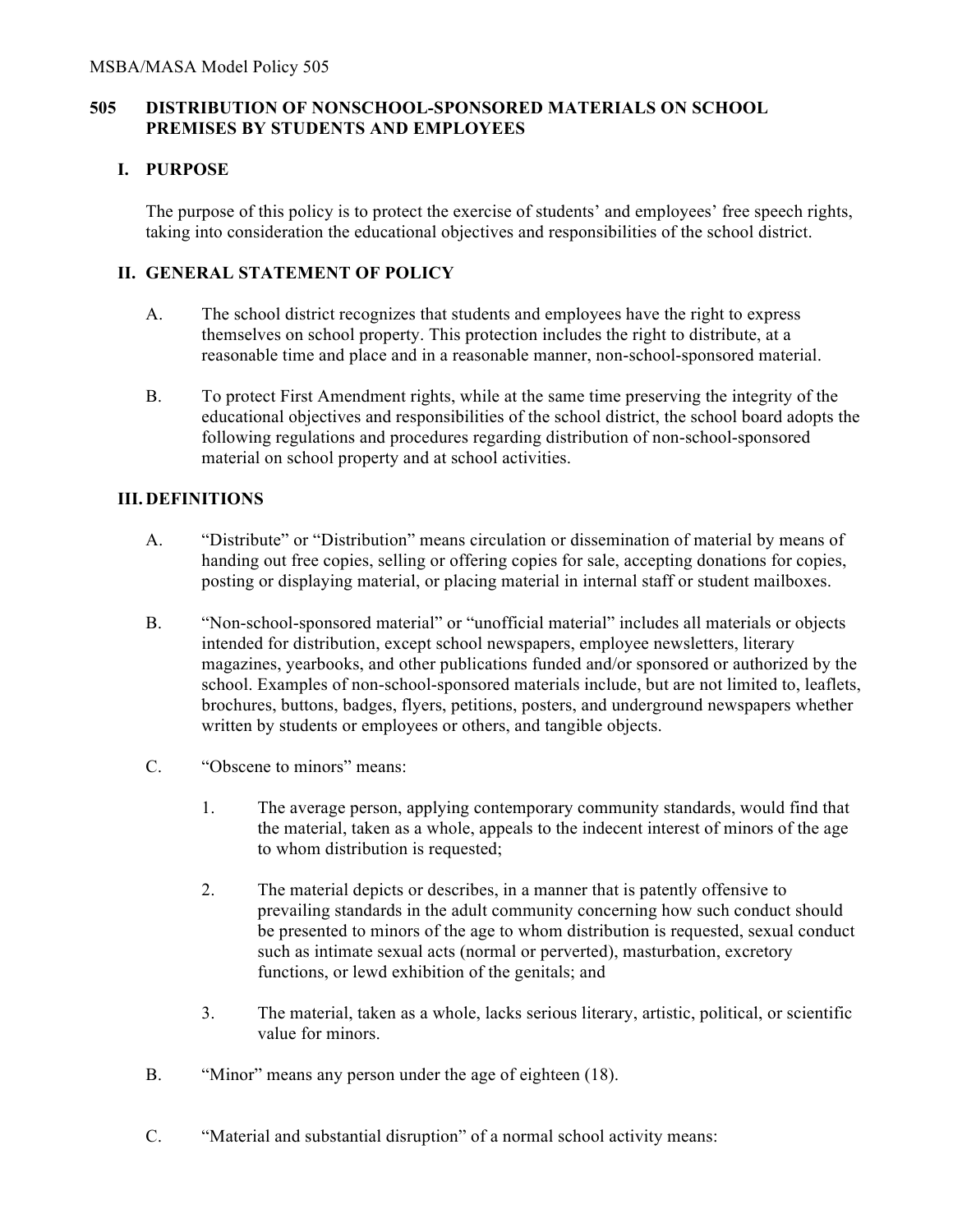# 505 DISTRIBUTION OF NONSCHOOL-SPONSORED MATERIALS ON SCHOOL PREMISES BY STUDENTS AND EMPLOYEES

## I. PURPOSE

The purpose of this policy is to protect the exercise of students' and employees' free speech rights, taking into consideration the educational objectives and responsibilities of the school district.

## II. GENERAL STATEMENT OF POLICY

A. The school district recognizes that students and employees have the right to express themselves on school property. This protection includes the right to distribute, at a reasonable time and place and in a reasonable manner, non-school-sponsored material.

B. To protect First Amendment rights, while at the same time preserving the integrity of the educational objectives and responsibilities of the school district, the school board adopts the following regulations and procedures regarding distribution of non-school-sponsored material on school property and at school activities.

## III. DEFINITIONS

A. "Distribute" or "Distribution" means circulation or dissemination of material by means of handing out free copies, selling or offering copies for sale, accepting donations for copies, posting or displaying material, or placing material in internal staff or student mailboxes.

B. "Non-school-sponsored material" or "unofficial material" includes all materials or objects intended for distribution, except school newspapers, employee newsletters, literary magazines, yearbooks, and other publications funded and/or sponsored or authorized by the school. Examples of non-school-sponsored materials include, but are not limited to, leaflets, brochures, buttons, badges, flyers, petitions, posters, and underground newspapers whether written by students or employees or others, and tangible objects.

C. "Obscene to minors" means:

1. The average person, applying contemporary community standards, would find that the material, taken as a whole, appeals to the indecent interest of minors of the age to whom distribution is requested;

2. The material depicts or describes, in a manner that is patently offensive to prevailing standards in the adult community concerning how such conduct should be presented to minors of the age to whom distribution is requested, sexual conduct such as intimate sexual acts (normal or perverted), masturbation, excretory functions, or lewd exhibition of the genitals; and

3. The material, taken as a whole, lacks serious literary, artistic, political, or scientific value for minors.

B. "Minor" means any person under the age of eighteen (18).

C. "Material and substantial disruption" of a normal school activity means: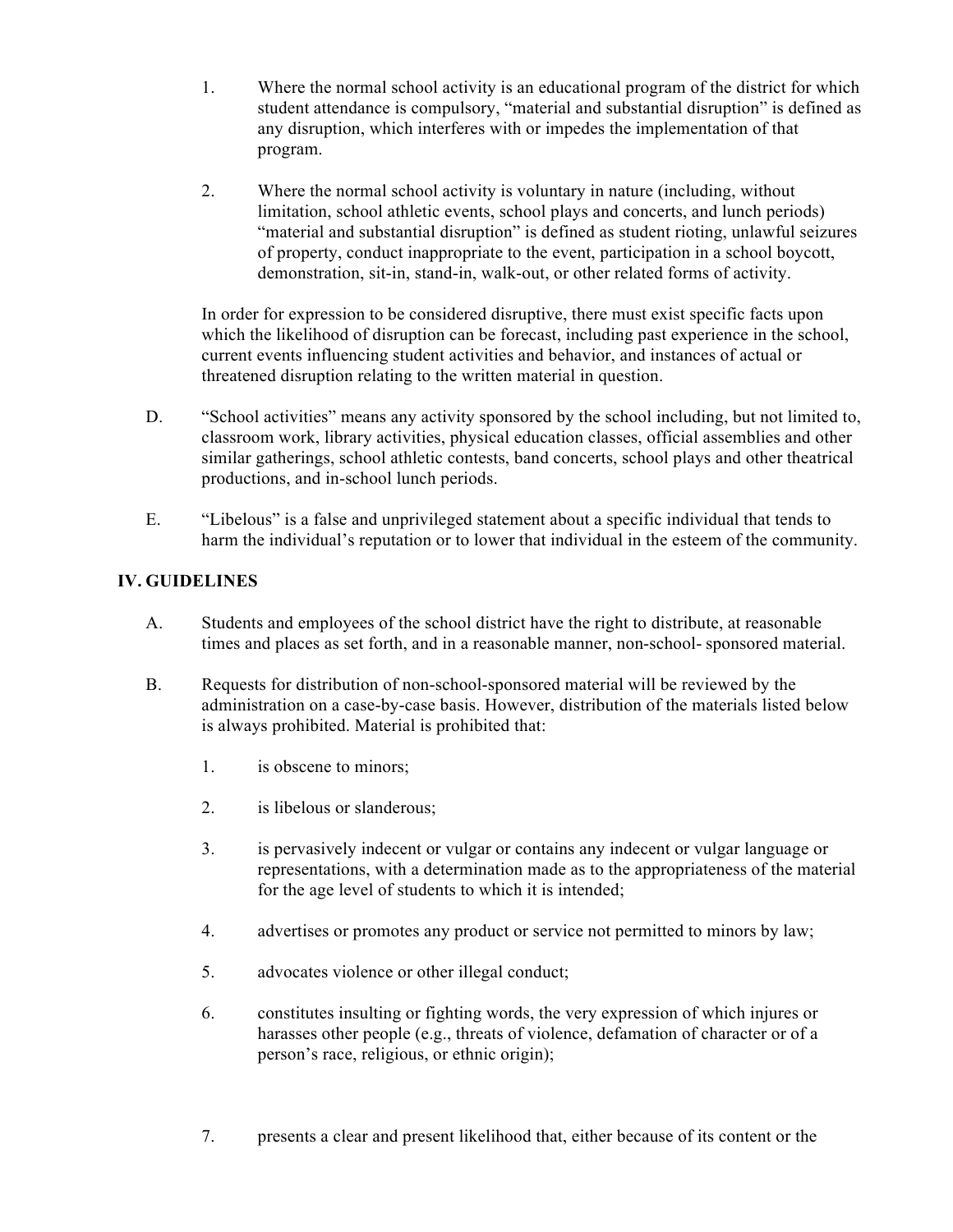1. Where the normal school activity is an educational program of the district for which student attendance is compulsory, "material and substantial disruption" is defined as any disruption, which interferes with or impedes the implementation of that program.

2. Where the normal school activity is voluntary in nature (including, without limitation, school athletic events, school plays and concerts, and lunch periods) "material and substantial disruption" is defined as student rioting, unlawful seizures of property, conduct inappropriate to the event, participation in a school boycott, demonstration, sit-in, stand-in, walk-out, or other related forms of activity.

In order for expression to be considered disruptive, there must exist specific facts upon which the likelihood of disruption can be forecast, including past experience in the school, current events influencing student activities and behavior, and instances of actual or threatened disruption relating to the written material in question.

D. "School activities" means any activity sponsored by the school including, but not limited to, classroom work, library activities, physical education classes, official assemblies and other similar gatherings, school athletic contests, band concerts, school plays and other theatrical productions, and in-school lunch periods.

E. "Libelous" is a false and unprivileged statement about a specific individual that tends to harm the individual's reputation or to lower that individual in the esteem of the community.

## IV. GUIDELINES

A. Students and employees of the school district have the right to distribute, at reasonable times and places as set forth, and in a reasonable manner, non-school- sponsored material.

B. Requests for distribution of non-school-sponsored material will be reviewed by the administration on a case-by-case basis. However, distribution of the materials listed below is always prohibited. Material is prohibited that:

1. is obscene to minors;

2. is libelous or slanderous;

3. is pervasively indecent or vulgar or contains any indecent or vulgar language or representations, with a determination made as to the appropriateness of the material for the age level of students to which it is intended;

4. advertises or promotes any product or service not permitted to minors by law;

5. advocates violence or other illegal conduct;

6. constitutes insulting or fighting words, the very expression of which injures or harasses other people (e.g., threats of violence, defamation of character or of a person's race, religious, or ethnic origin);

7. presents a clear and present likelihood that, either because of its content or the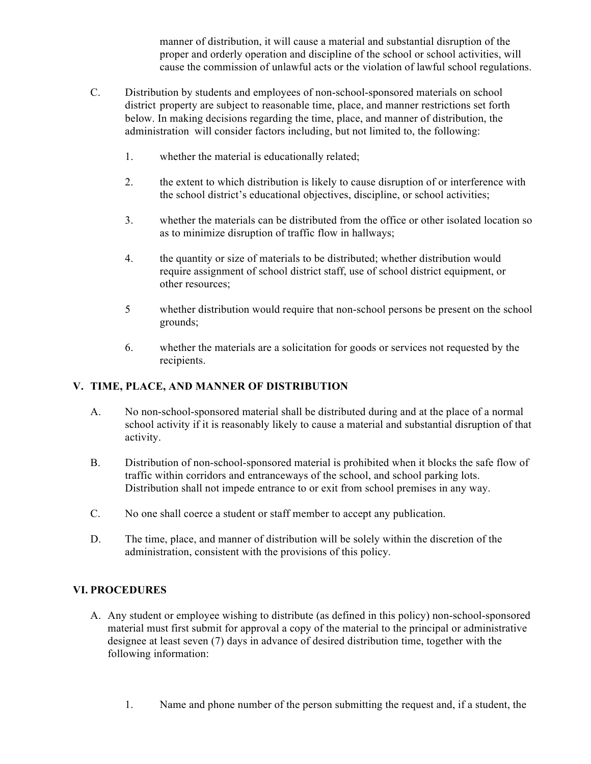manner of distribution, it will cause a material and substantial disruption of the proper and orderly operation and discipline of the school or school activities, will cause the commission of unlawful acts or the violation of lawful school regulations.

C. Distribution by students and employees of non-school-sponsored materials on school district property are subject to reasonable time, place, and manner restrictions set forth below. In making decisions regarding the time, place, and manner of distribution, the administration will consider factors including, but not limited to, the following:

   1. whether the material is educationally related;

   2. the extent to which distribution is likely to cause disruption of or interference with the school district's educational objectives, discipline, or school activities;

   3. whether the materials can be distributed from the office or other isolated location so as to minimize disruption of traffic flow in hallways;

   4. the quantity or size of materials to be distributed; whether distribution would require assignment of school district staff, use of school district equipment, or other resources;

   5 whether distribution would require that non-school persons be present on the school grounds;

   6. whether the materials are a solicitation for goods or services not requested by the recipients.

## V. TIME, PLACE, AND MANNER OF DISTRIBUTION

A. No non-school-sponsored material shall be distributed during and at the place of a normal school activity if it is reasonably likely to cause a material and substantial disruption of that activity.

B. Distribution of non-school-sponsored material is prohibited when it blocks the safe flow of traffic within corridors and entranceways of the school, and school parking lots. Distribution shall not impede entrance to or exit from school premises in any way.

C. No one shall coerce a student or staff member to accept any publication.

D. The time, place, and manner of distribution will be solely within the discretion of the administration, consistent with the provisions of this policy.

## VI. PROCEDURES

A. Any student or employee wishing to distribute (as defined in this policy) non-school-sponsored material must first submit for approval a copy of the material to the principal or administrative designee at least seven (7) days in advance of desired distribution time, together with the following information:

   1. Name and phone number of the person submitting the request and, if a student, the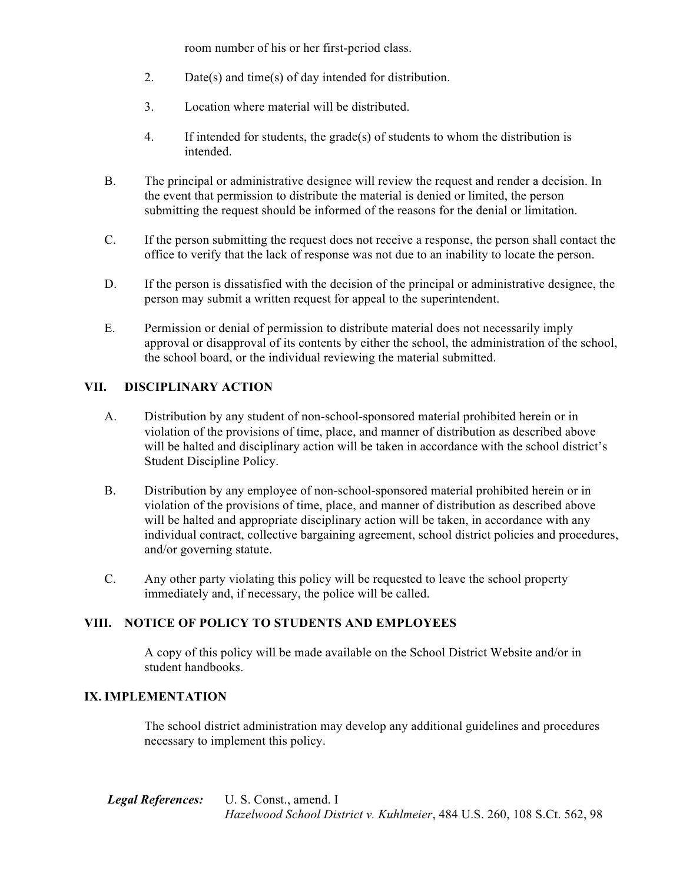room number of his or her first-period class.

2. Date(s) and time(s) of day intended for distribution.

3. Location where material will be distributed.

4. If intended for students, the grade(s) of students to whom the distribution is intended.

B. The principal or administrative designee will review the request and render a decision. In the event that permission to distribute the material is denied or limited, the person submitting the request should be informed of the reasons for the denial or limitation.

C. If the person submitting the request does not receive a response, the person shall contact the office to verify that the lack of response was not due to an inability to locate the person.

D. If the person is dissatisfied with the decision of the principal or administrative designee, the person may submit a written request for appeal to the superintendent.

E. Permission or denial of permission to distribute material does not necessarily imply approval or disapproval of its contents by either the school, the administration of the school, the school board, or the individual reviewing the material submitted.

## VII. DISCIPLINARY ACTION

A. Distribution by any student of non-school-sponsored material prohibited herein or in violation of the provisions of time, place, and manner of distribution as described above will be halted and disciplinary action will be taken in accordance with the school district's Student Discipline Policy.

B. Distribution by any employee of non-school-sponsored material prohibited herein or in violation of the provisions of time, place, and manner of distribution as described above will be halted and appropriate disciplinary action will be taken, in accordance with any individual contract, collective bargaining agreement, school district policies and procedures, and/or governing statute.

C. Any other party violating this policy will be requested to leave the school property immediately and, if necessary, the police will be called.

## VIII. NOTICE OF POLICY TO STUDENTS AND EMPLOYEES

A copy of this policy will be made available on the School District Website and/or in student handbooks.

## IX. IMPLEMENTATION

The school district administration may develop any additional guidelines and procedures necessary to implement this policy.

***Legal References:*** U. S. Const., amend. I
*Hazelwood School District v. Kuhlmeier*, 484 U.S. 260, 108 S.Ct. 562, 98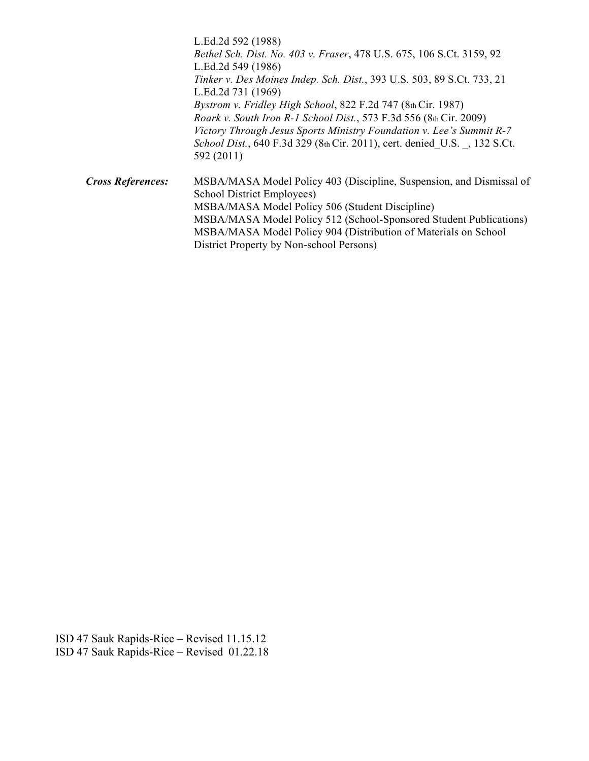L.Ed.2d 592 (1988)
*Bethel Sch. Dist. No. 403 v. Fraser*, 478 U.S. 675, 106 S.Ct. 3159, 92 L.Ed.2d 549 (1986)
*Tinker v. Des Moines Indep. Sch. Dist.*, 393 U.S. 503, 89 S.Ct. 733, 21 L.Ed.2d 731 (1969)
*Bystrom v. Fridley High School*, 822 F.2d 747 (8th Cir. 1987)
*Roark v. South Iron R-1 School Dist.*, 573 F.3d 556 (8th Cir. 2009)
*Victory Through Jesus Sports Ministry Foundation v. Lee's Summit R-7 School Dist.*, 640 F.3d 329 (8th Cir. 2011), cert. denied_U.S. _, 132 S.Ct. 592 (2011)

***Cross References:*** MSBA/MASA Model Policy 403 (Discipline, Suspension, and Dismissal of School District Employees)
MSBA/MASA Model Policy 506 (Student Discipline)
MSBA/MASA Model Policy 512 (School-Sponsored Student Publications)
MSBA/MASA Model Policy 904 (Distribution of Materials on School District Property by Non-school Persons)

ISD 47 Sauk Rapids-Rice – Revised 11.15.12
ISD 47 Sauk Rapids-Rice – Revised 01.22.18